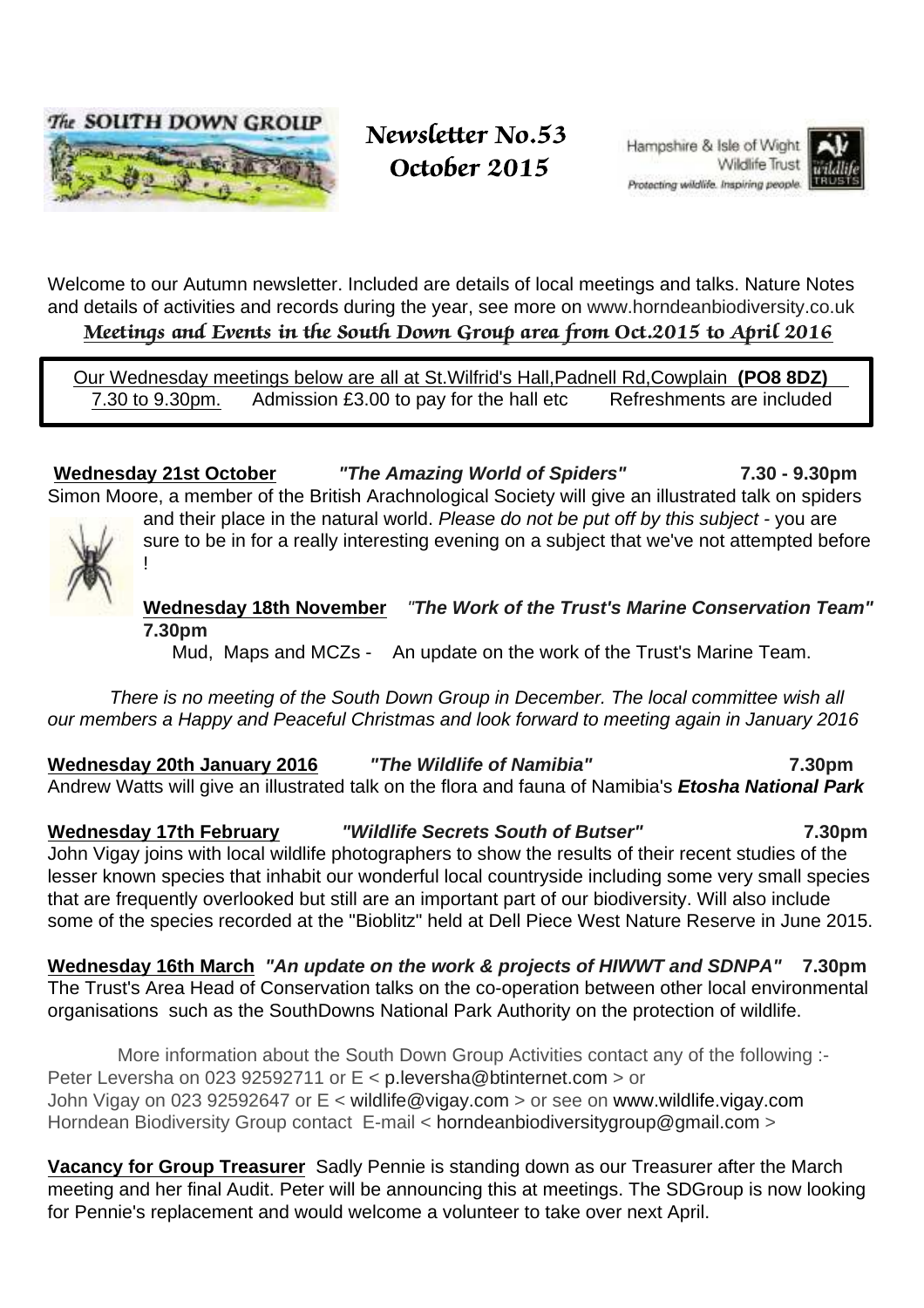The SOUTH DOWN GROUP

# Newsletter No.53
# October 2015

Hampshire & Isle of Wight Wildlife Trust
Protecting wildlife. Inspiring people.

Welcome to our Autumn newsletter. Included are details of local meetings and talks. Nature Notes and details of activities and records during the year, see more on www.horndeanbiodiversity.co.uk

## *Meetings and Events in the South Down Group area from Oct.2015 to April 2016*

Our Wednesday meetings below are all at St.Wilfrid's Hall,Padnell Rd,Cowplain **(PO8 8DZ)**
7.30 to 9.30pm. Admission £3.00 to pay for the hall etc Refreshments are included

**Wednesday 21st October** ***"The Amazing World of Spiders"*** **7.30 - 9.30pm**
Simon Moore, a member of the British Arachnological Society will give an illustrated talk on spiders and their place in the natural world. *Please do not be put off by this subject* - you are sure to be in for a really interesting evening on a subject that we've not attempted before !

**Wednesday 18th November** ***"The Work of the Trust's Marine Conservation Team"*** **7.30pm**
Mud, Maps and MCZs - An update on the work of the Trust's Marine Team.

*There is no meeting of the South Down Group in December. The local committee wish all our members a Happy and Peaceful Christmas and look forward to meeting again in January 2016*

**Wednesday 20th January 2016** ***"The Wildlife of Namibia"*** **7.30pm**
Andrew Watts will give an illustrated talk on the flora and fauna of Namibia's ***Etosha National Park***

**Wednesday 17th February** ***"Wildlife Secrets South of Butser"*** **7.30pm**
John Vigay joins with local wildlife photographers to show the results of their recent studies of the lesser known species that inhabit our wonderful local countryside including some very small species that are frequently overlooked but still are an important part of our biodiversity. Will also include some of the species recorded at the "Bioblitz" held at Dell Piece West Nature Reserve in June 2015.

**Wednesday 16th March** ***"An update on the work & projects of HIWWT and SDNPA"*** **7.30pm**
The Trust's Area Head of Conservation talks on the co-operation between other local environmental organisations such as the SouthDowns National Park Authority on the protection of wildlife.

More information about the South Down Group Activities contact any of the following :-
Peter Leversha on 023 92592711 or E < p.leversha@btinternet.com > or
John Vigay on 023 92592647 or E < wildlife@vigay.com > or see on www.wildlife.vigay.com
Horndean Biodiversity Group contact E-mail < horndeanbiodiversitygroup@gmail.com >

**Vacancy for Group Treasurer** Sadly Pennie is standing down as our Treasurer after the March meeting and her final Audit. Peter will be announcing this at meetings. The SDGroup is now looking for Pennie's replacement and would welcome a volunteer to take over next April.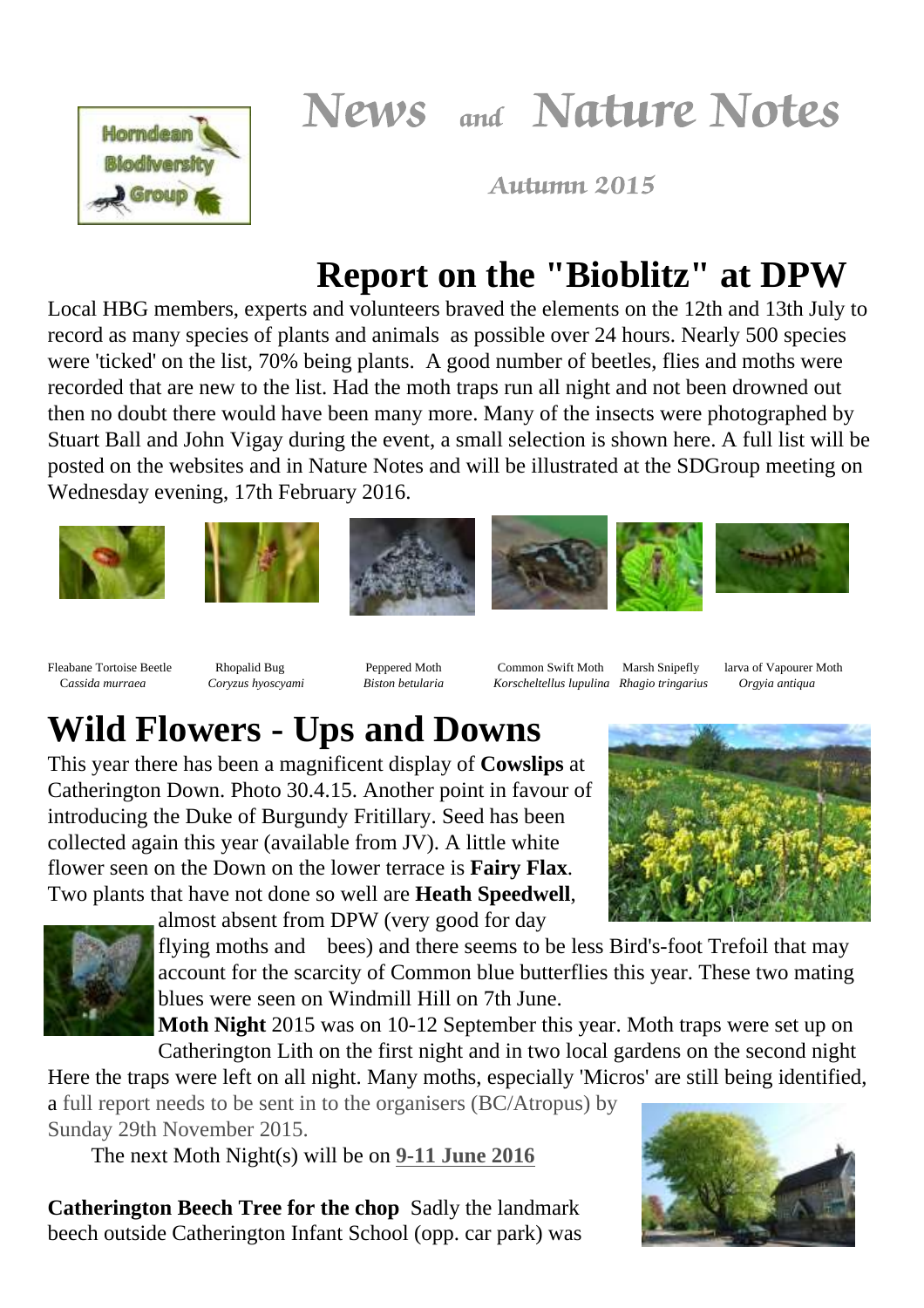Horndean Biodiversity Group

# News and Nature Notes

*Autumn 2015*

## Report on the "Bioblitz" at DPW

Local HBG members, experts and volunteers braved the elements on the 12th and 13th July to record as many species of plants and animals as possible over 24 hours. Nearly 500 species were 'ticked' on the list, 70% being plants. A good number of beetles, flies and moths were recorded that are new to the list. Had the moth traps run all night and not been drowned out then no doubt there would have been many more. Many of the insects were photographed by Stuart Ball and John Vigay during the event, a small selection is shown here. A full list will be posted on the websites and in Nature Notes and will be illustrated at the SDGroup meeting on Wednesday evening, 17th February 2016.

Fleabane Tortoise Beetle *Cassida murraea*

Rhopalid Bug *Coryzus hyoscyami*

Peppered Moth *Biston betularia*

Common Swift Moth *Korscheltellus lupulina*

Marsh Snipefly *Rhagio tringarius*

larva of Vapourer Moth *Orgyia antiqua*

## Wild Flowers - Ups and Downs

This year there has been a magnificent display of **Cowslips** at Catherington Down. Photo 30.4.15. Another point in favour of introducing the Duke of Burgundy Fritillary. Seed has been collected again this year (available from JV). A little white flower seen on the Down on the lower terrace is **Fairy Flax**. Two plants that have not done so well are **Heath Speedwell**, almost absent from DPW (very good for day flying moths and bees) and there seems to be less Bird's-foot Trefoil that may account for the scarcity of Common blue butterflies this year. These two mating blues were seen on Windmill Hill on 7th June.

**Moth Night** 2015 was on 10-12 September this year. Moth traps were set up on Catherington Lith on the first night and in two local gardens on the second night Here the traps were left on all night. Many moths, especially 'Micros' are still being identified, a full report needs to be sent in to the organisers (BC/Atropus) by Sunday 29th November 2015.

The next Moth Night(s) will be on **9-11 June 2016**

**Catherington Beech Tree for the chop** Sadly the landmark beech outside Catherington Infant School (opp. car park) was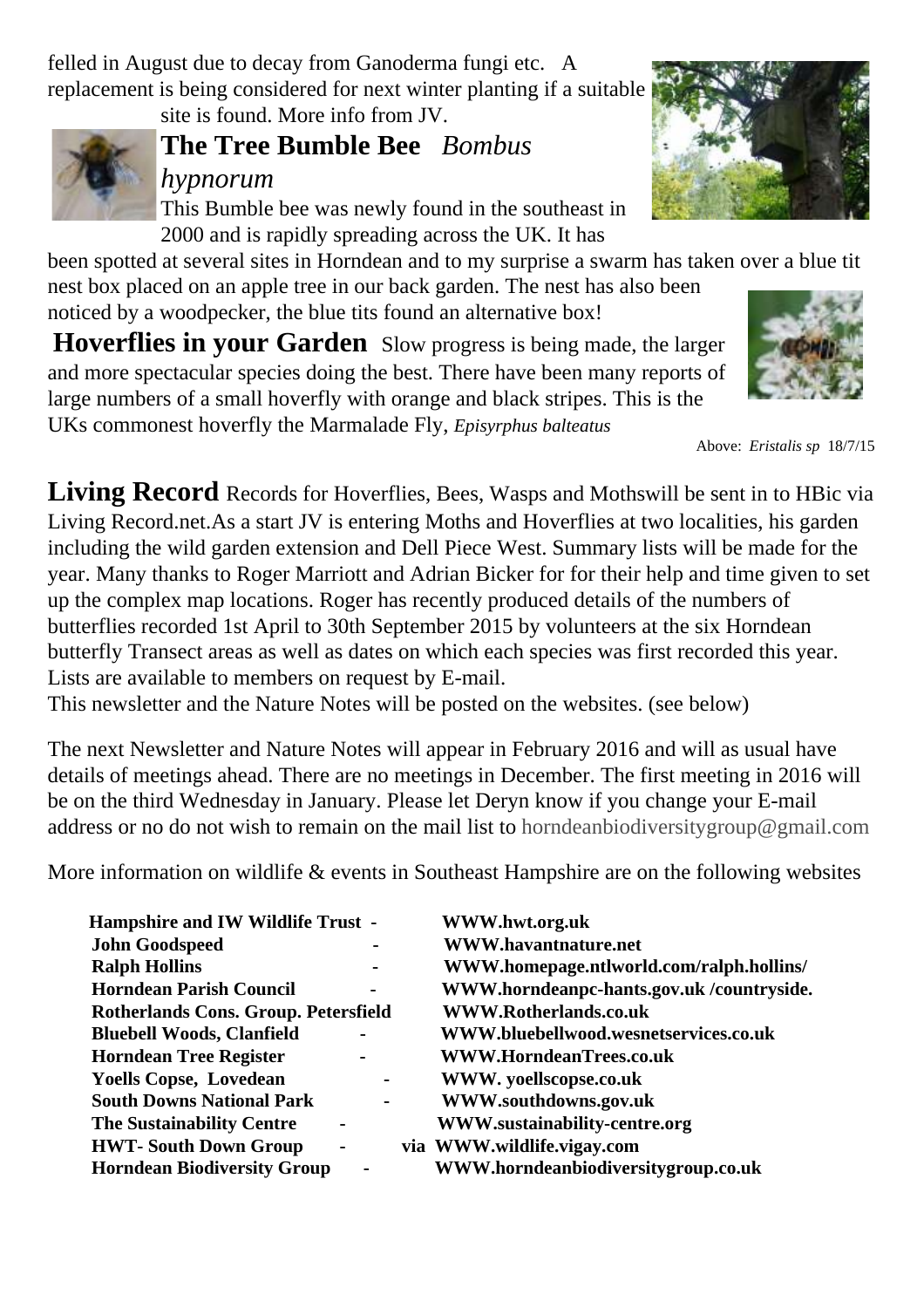felled in August due to decay from Ganoderma fungi etc. A replacement is being considered for next winter planting if a suitable site is found. More info from JV.

## The Tree Bumble Bee *Bombus hypnorum*

This Bumble bee was newly found in the southeast in 2000 and is rapidly spreading across the UK. It has been spotted at several sites in Horndean and to my surprise a swarm has taken over a blue tit nest box placed on an apple tree in our back garden. The nest has also been noticed by a woodpecker, the blue tits found an alternative box!

**Hoverflies in your Garden** Slow progress is being made, the larger and more spectacular species doing the best. There have been many reports of large numbers of a small hoverfly with orange and black stripes. This is the UKs commonest hoverfly the Marmalade Fly, *Episyrphus balteatus*

Above: *Eristalis sp* 18/7/15

**Living Record** Records for Hoverflies, Bees, Wasps and Mothswill be sent in to HBic via Living Record.net.As a start JV is entering Moths and Hoverflies at two localities, his garden including the wild garden extension and Dell Piece West. Summary lists will be made for the year. Many thanks to Roger Marriott and Adrian Bicker for for their help and time given to set up the complex map locations. Roger has recently produced details of the numbers of butterflies recorded 1st April to 30th September 2015 by volunteers at the six Horndean butterfly Transect areas as well as dates on which each species was first recorded this year. Lists are available to members on request by E-mail.

This newsletter and the Nature Notes will be posted on the websites. (see below)

The next Newsletter and Nature Notes will appear in February 2016 and will as usual have details of meetings ahead. There are no meetings in December. The first meeting in 2016 will be on the third Wednesday in January. Please let Deryn know if you change your E-mail address or no do not wish to remain on the mail list to horndeanbiodiversitygroup@gmail.com

More information on wildlife & events in Southeast Hampshire are on the following websites

| | |
|---|---|
| **Hampshire and IW Wildlife Trust -** | **WWW.hwt.org.uk** |
| **John Goodspeed -** | **WWW.havantnature.net** |
| **Ralph Hollins -** | **WWW.homepage.ntlworld.com/ralph.hollins/** |
| **Horndean Parish Council -** | **WWW.horndeanpc-hants.gov.uk /countryside.** |
| **Rotherlands Cons. Group. Petersfield** | **WWW.Rotherlands.co.uk** |
| **Bluebell Woods, Clanfield -** | **WWW.bluebellwood.wesnetservices.co.uk** |
| **Horndean Tree Register -** | **WWW.HorndeanTrees.co.uk** |
| **Yoells Copse, Lovedean -** | **WWW. yoellscopse.co.uk** |
| **South Downs National Park -** | **WWW.southdowns.gov.uk** |
| **The Sustainability Centre -** | **WWW.sustainability-centre.org** |
| **HWT- South Down Group -** | **via WWW.wildlife.vigay.com** |
| **Horndean Biodiversity Group -** | **WWW.horndeanbiodiversitygroup.co.uk** |